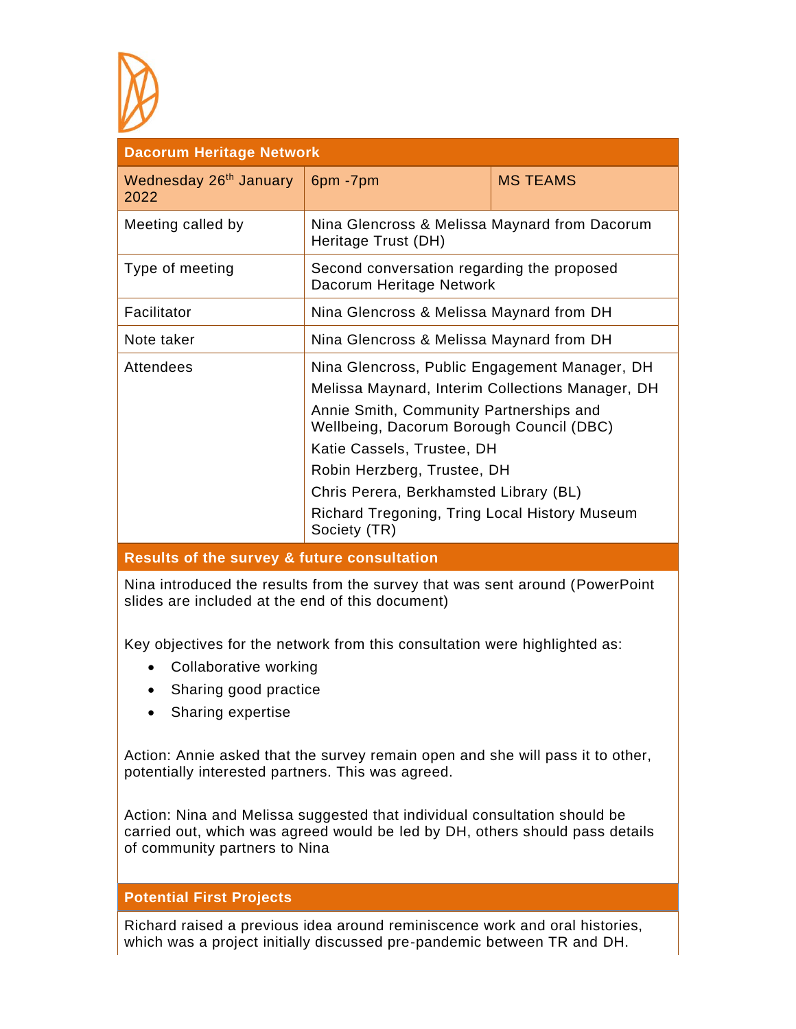| Dacorum Heritage Network | | |
|---|---|---|
| Wednesday 26th January 2022 | 6pm -7pm | MS TEAMS |
| Meeting called by | Nina Glencross & Melissa Maynard from Dacorum Heritage Trust (DH) | |
| Type of meeting | Second conversation regarding the proposed Dacorum Heritage Network | |
| Facilitator | Nina Glencross & Melissa Maynard from DH | |
| Note taker | Nina Glencross & Melissa Maynard from DH | |
| Attendees | Nina Glencross, Public Engagement Manager, DH<br>Melissa Maynard, Interim Collections Manager, DH<br>Annie Smith, Community Partnerships and Wellbeing, Dacorum Borough Council (DBC)<br>Katie Cassels, Trustee, DH<br>Robin Herzberg, Trustee, DH<br>Chris Perera, Berkhamsted Library (BL)<br>Richard Tregoning, Tring Local History Museum Society (TR) | |

## Results of the survey & future consultation

Nina introduced the results from the survey that was sent around (PowerPoint slides are included at the end of this document)

Key objectives for the network from this consultation were highlighted as:

- Collaborative working
- Sharing good practice
- Sharing expertise

Action: Annie asked that the survey remain open and she will pass it to other, potentially interested partners. This was agreed.

Action: Nina and Melissa suggested that individual consultation should be carried out, which was agreed would be led by DH, others should pass details of community partners to Nina

## Potential First Projects

Richard raised a previous idea around reminiscence work and oral histories, which was a project initially discussed pre-pandemic between TR and DH.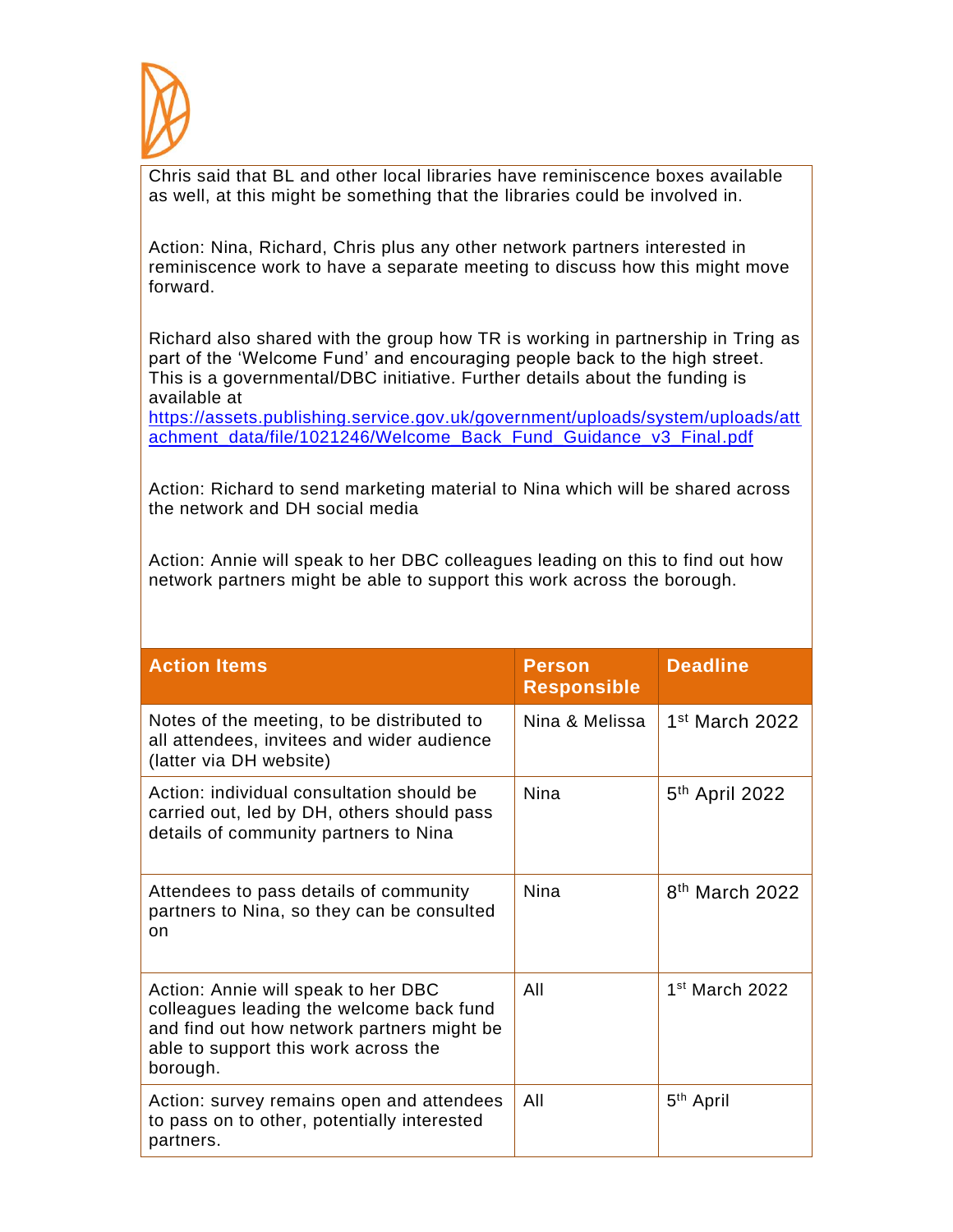Chris said that BL and other local libraries have reminiscence boxes available as well, at this might be something that the libraries could be involved in.

Action: Nina, Richard, Chris plus any other network partners interested in reminiscence work to have a separate meeting to discuss how this might move forward.

Richard also shared with the group how TR is working in partnership in Tring as part of the 'Welcome Fund' and encouraging people back to the high street. This is a governmental/DBC initiative. Further details about the funding is available at [https://assets.publishing.service.gov.uk/government/uploads/system/uploads/attachment_data/file/1021246/Welcome_Back_Fund_Guidance_v3_Final.pdf](https://assets.publishing.service.gov.uk/government/uploads/system/uploads/attachment_data/file/1021246/Welcome_Back_Fund_Guidance_v3_Final.pdf)

Action: Richard to send marketing material to Nina which will be shared across the network and DH social media

Action: Annie will speak to her DBC colleagues leading on this to find out how network partners might be able to support this work across the borough.

| Action Items | Person Responsible | Deadline |
| --- | --- | --- |
| Notes of the meeting, to be distributed to all attendees, invitees and wider audience (latter via DH website) | Nina & Melissa | 1st March 2022 |
| Action: individual consultation should be carried out, led by DH, others should pass details of community partners to Nina | Nina | 5th April 2022 |
| Attendees to pass details of community partners to Nina, so they can be consulted on | Nina | 8th March 2022 |
| Action: Annie will speak to her DBC colleagues leading the welcome back fund and find out how network partners might be able to support this work across the borough. | All | 1st March 2022 |
| Action: survey remains open and attendees to pass on to other, potentially interested partners. | All | 5th April |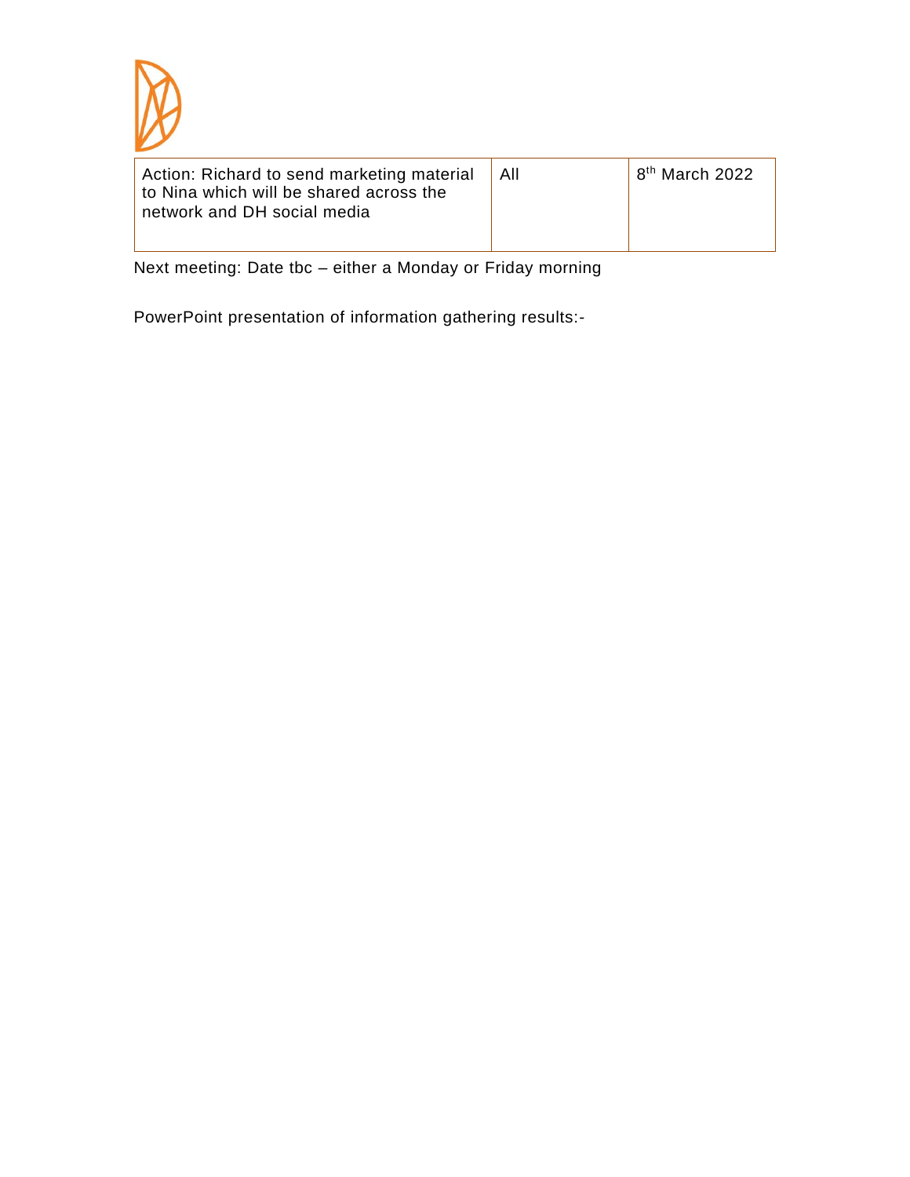| Action: Richard to send marketing material to Nina which will be shared across the network and DH social media | All | 8th March 2022 |
|---|---|---|

Next meeting: Date tbc – either a Monday or Friday morning

PowerPoint presentation of information gathering results:-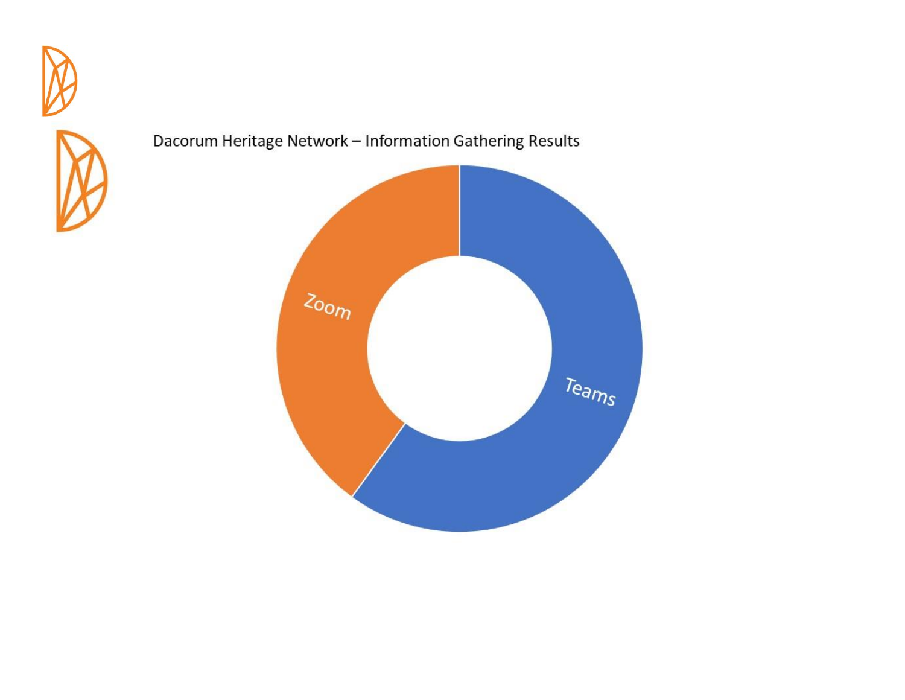Dacorum Heritage Network – Information Gathering Results

Zoom

Teams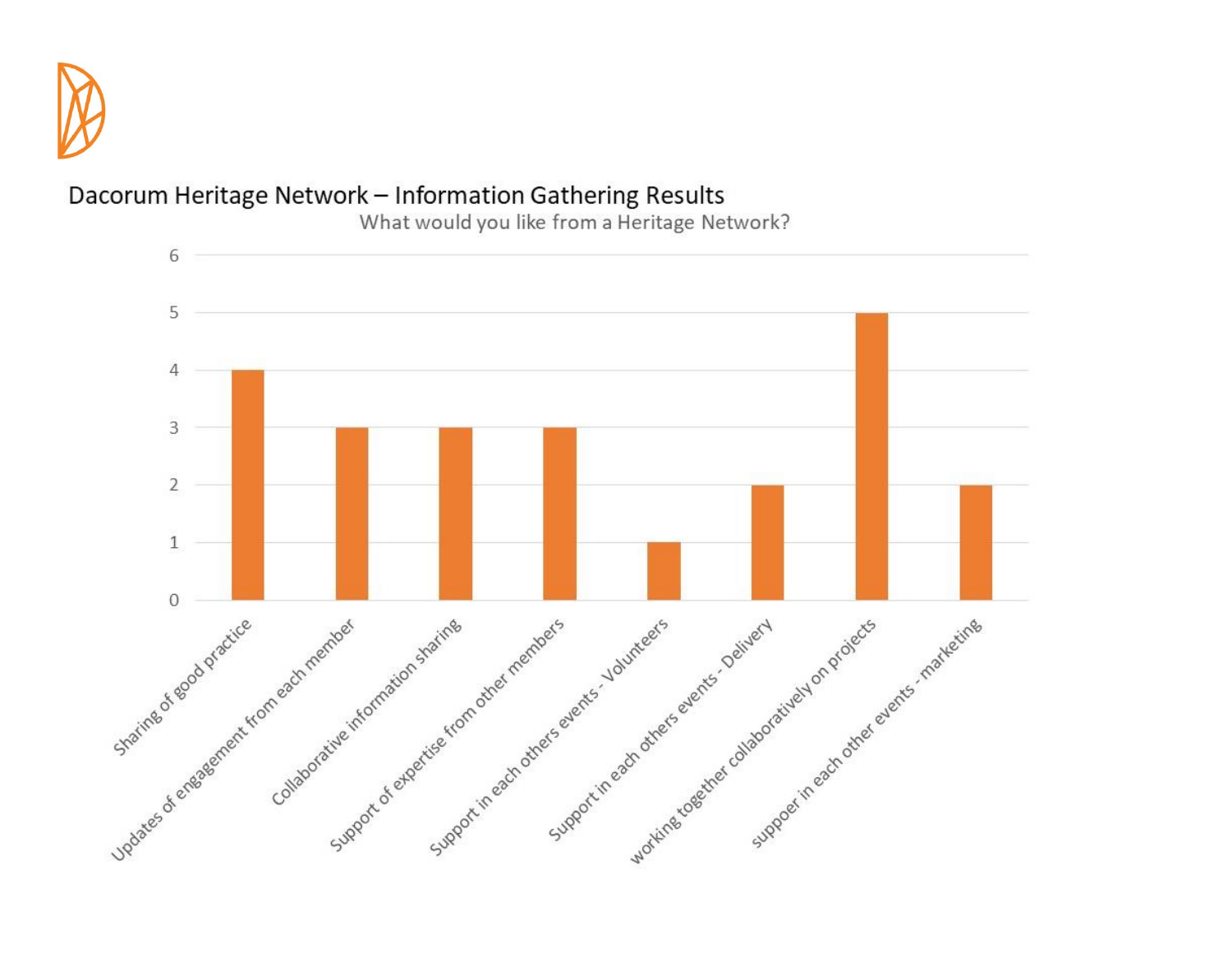## Dacorum Heritage Network – Information Gathering Results

What would you like from a Heritage Network?

| Response | Count |
| --- | --- |
| Sharing of good practice | 4 |
| Updates of engagement from each member | 3 |
| Collaborative information sharing | 3 |
| Support of expertise from other members | 3 |
| Support in each others events - Volunteers | 1 |
| Support in each others events - Delivery | 2 |
| working together collaboratively on projects | 5 |
| suppoer in each other events - marketing | 2 |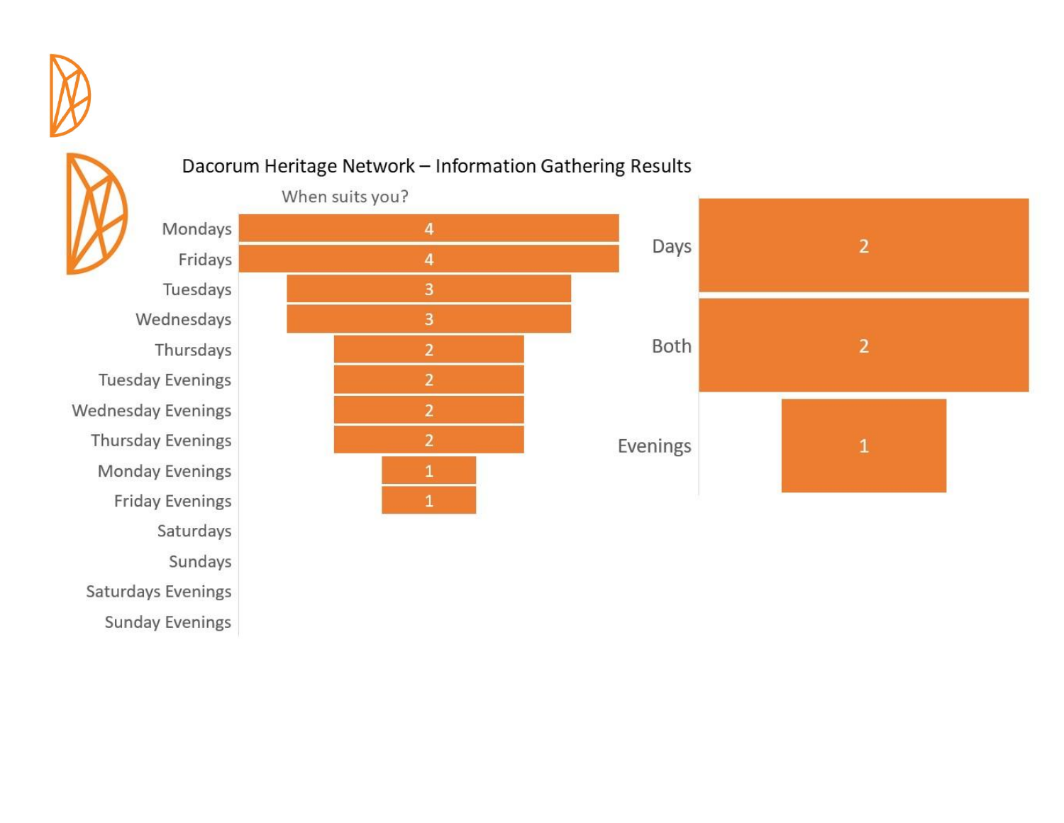## Dacorum Heritage Network – Information Gathering Results

**When suits you?**

| Day | Responses |
| --- | --- |
| Mondays | 4 |
| Fridays | 4 |
| Tuesdays | 3 |
| Wednesdays | 3 |
| Thursdays | 2 |
| Tuesday Evenings | 2 |
| Wednesday Evenings | 2 |
| Thursday Evenings | 2 |
| Monday Evenings | 1 |
| Friday Evenings | 1 |
| Saturdays | |
| Sundays | |
| Saturdays Evenings | |
| Sunday Evenings | |

| Preference | Responses |
| --- | --- |
| Days | 2 |
| Both | 2 |
| Evenings | 1 |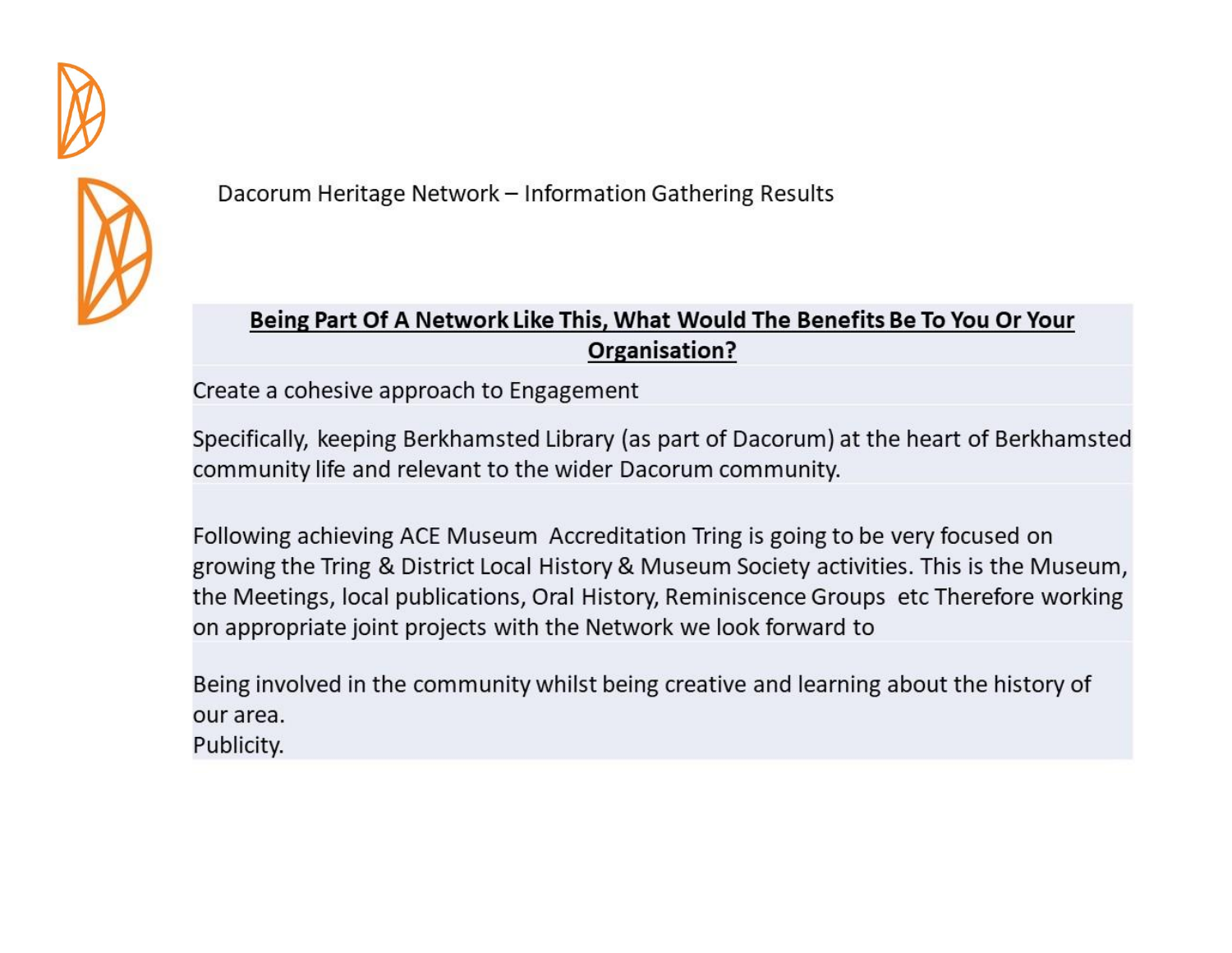Dacorum Heritage Network – Information Gathering Results

| **Being Part Of A Network Like This, What Would The Benefits Be To You Or Your Organisation?** |
| --- |
| Create a cohesive approach to Engagement |
| Specifically, keeping Berkhamsted Library (as part of Dacorum) at the heart of Berkhamsted community life and relevant to the wider Dacorum community. |
| Following achieving ACE Museum Accreditation Tring is going to be very focused on growing the Tring & District Local History & Museum Society activities. This is the Museum, the Meetings, local publications, Oral History, Reminiscence Groups etc Therefore working on appropriate joint projects with the Network we look forward to |
| Being involved in the community whilst being creative and learning about the history of our area.<br>Publicity. |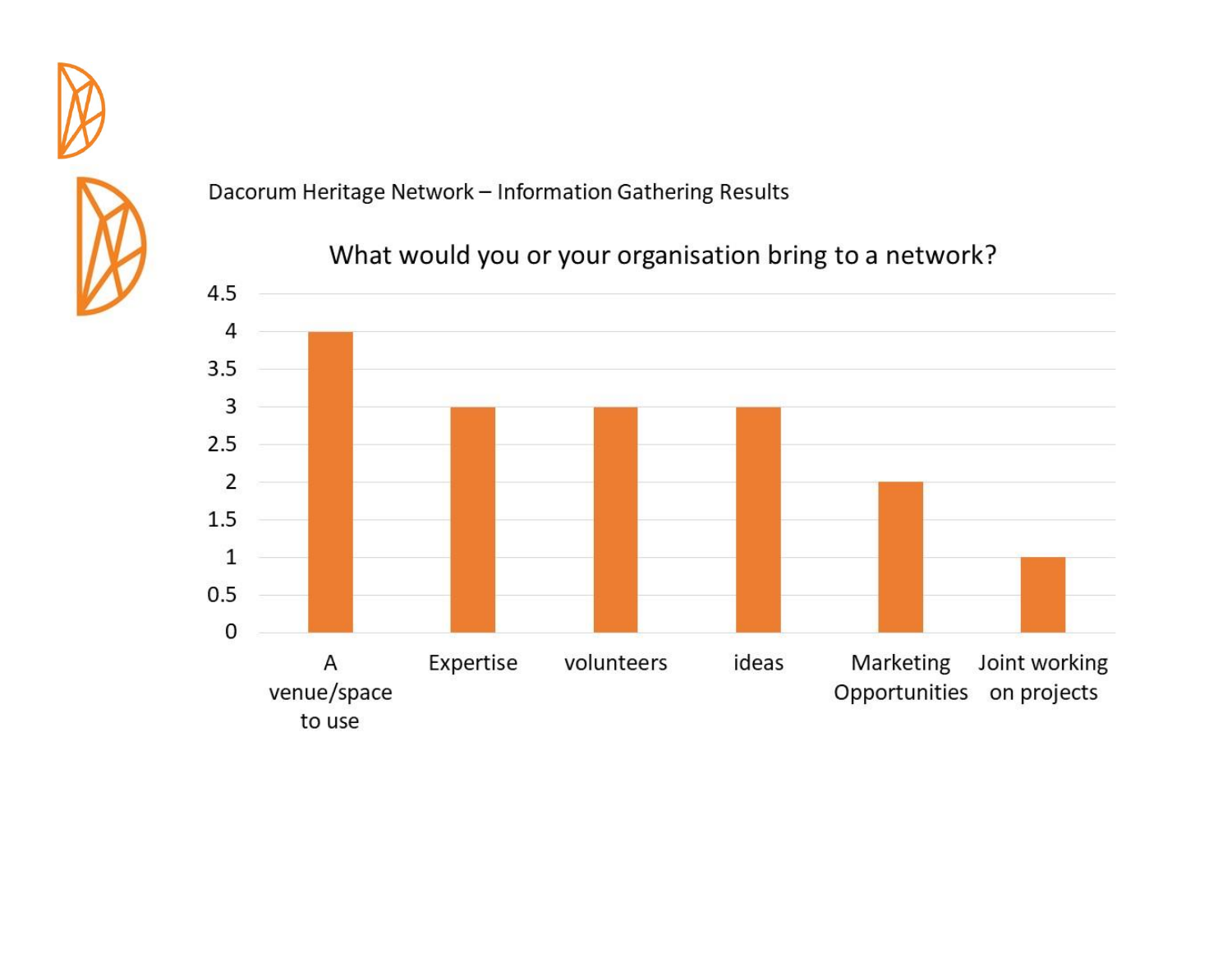Dacorum Heritage Network – Information Gathering Results

What would you or your organisation bring to a network?

4.5
4
3.5
3
2.5
2
1.5
1
0.5
0

A venue/space to use
Expertise
volunteers
ideas
Marketing Opportunities
Joint working on projects